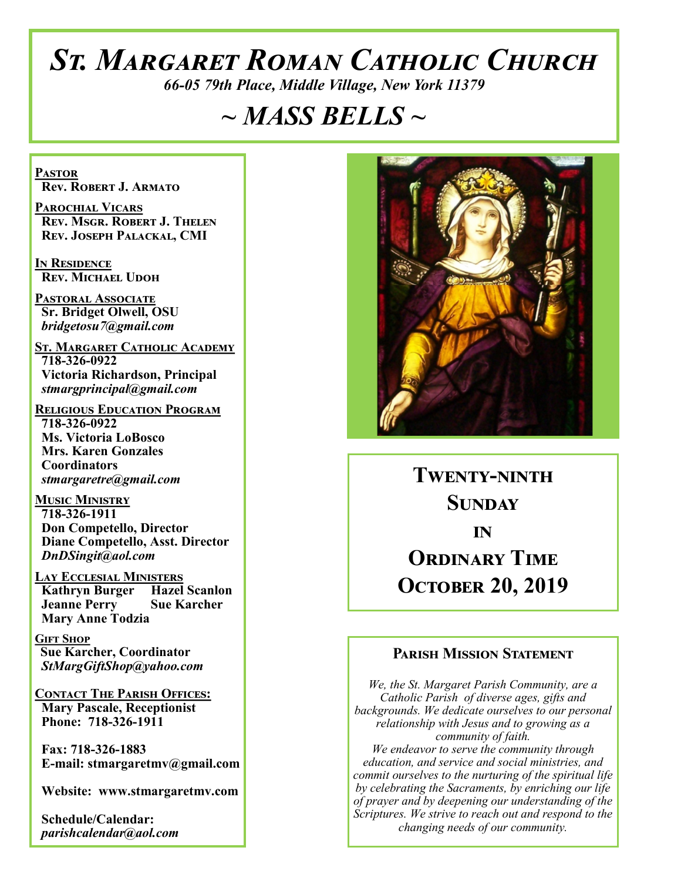# ST. MARGARET ROMAN CATHOLIC CHURCH

*66-05 79th Place, Middle Village, New York 11379*

## *~ MASS BELLS ~*

**PASTOR**
**Rev. Robert J. Armato**

**PAROCHIAL VICARS**
**Rev. Msgr. Robert J. Thelen**
**Rev. Joseph Palackal, CMI**

**IN RESIDENCE**
**Rev. Michael Udoh**

**PASTORAL ASSOCIATE**
**Sr. Bridget Olwell, OSU**
*bridgetosu7@gmail.com*

**ST. MARGARET CATHOLIC ACADEMY**
**718-326-0922**
**Victoria Richardson, Principal**
*stmargprincipal@gmail.com*

**RELIGIOUS EDUCATION PROGRAM**
**718-326-0922**
**Ms. Victoria LoBosco**
**Mrs. Karen Gonzales**
**Coordinators**
*stmargaretre@gmail.com*

**MUSIC MINISTRY**
**718-326-1911**
**Don Competello, Director**
**Diane Competello, Asst. Director**
*DnDSingit@aol.com*

**LAY ECCLESIAL MINISTERS**
**Kathryn Burger Hazel Scanlon**
**Jeanne Perry Sue Karcher**
**Mary Anne Todzia**

**GIFT SHOP**
**Sue Karcher, Coordinator**
*StMargGiftShop@yahoo.com*

**CONTACT THE PARISH OFFICES:**
**Mary Pascale, Receptionist**
**Phone: 718-326-1911**

**Fax: 718-326-1883**
**E-mail: stmargaretmv@gmail.com**

**Website: www.stmargaretmv.com**

**Schedule/Calendar:**
*parishcalendar@aol.com*

## TWENTY-NINTH SUNDAY IN ORDINARY TIME
## OCTOBER 20, 2019

### PARISH MISSION STATEMENT

*We, the St. Margaret Parish Community, are a Catholic Parish of diverse ages, gifts and backgrounds. We dedicate ourselves to our personal relationship with Jesus and to growing as a community of faith.*
*We endeavor to serve the community through education, and service and social ministries, and commit ourselves to the nurturing of the spiritual life by celebrating the Sacraments, by enriching our life of prayer and by deepening our understanding of the Scriptures. We strive to reach out and respond to the changing needs of our community.*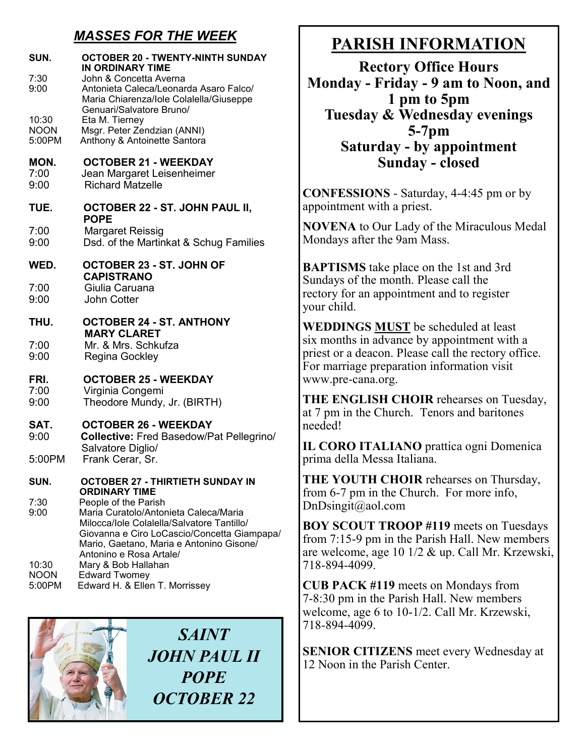## *MASSES FOR THE WEEK*

**SUN. OCTOBER 20 - TWENTY-NINTH SUNDAY IN ORDINARY TIME**

- 7:30 John & Concetta Averna
- 9:00 Antonieta Caleca/Leonarda Asaro Falco/ Maria Chiarenza/Iole Colalella/Giuseppe Genuari/Salvatore Bruno/
- 10:30 Eta M. Tierney
- NOON Msgr. Peter Zendzian (ANNI)
- 5:00PM Anthony & Antoinette Santora

**MON. OCTOBER 21 - WEEKDAY**

- 7:00 Jean Margaret Leisenheimer
- 9:00 Richard Matzelle

**TUE. OCTOBER 22 - ST. JOHN PAUL II, POPE**

- 7:00 Margaret Reissig
- 9:00 Dsd. of the Martinkat & Schug Families

**WED. OCTOBER 23 - ST. JOHN OF CAPISTRANO**

- 7:00 Giulia Caruana
- 9:00 John Cotter

**THU. OCTOBER 24 - ST. ANTHONY MARY CLARET**

- 7:00 Mr. & Mrs. Schkufza
- 9:00 Regina Gockley

**FRI. OCTOBER 25 - WEEKDAY**

- 7:00 Virginia Congemi
- 9:00 Theodore Mundy, Jr. (BIRTH)

**SAT. OCTOBER 26 - WEEKDAY**

- 9:00 **Collective:** Fred Basedow/Pat Pellegrino/ Salvatore Diglio/
- 5:00PM Frank Cerar, Sr.

**SUN. OCTOBER 27 - THIRTIETH SUNDAY IN ORDINARY TIME**

- 7:30 People of the Parish
- 9:00 Maria Curatolo/Antonieta Caleca/Maria Milocca/Iole Colalella/Salvatore Tantillo/ Giovanna e Ciro LoCascio/Concetta Giampapa/ Mario, Gaetano, Maria e Antonino Gisone/ Antonino e Rosa Artale/
- 10:30 Mary & Bob Hallahan
- NOON Edward Twomey
- 5:00PM Edward H. & Ellen T. Morrissey

*SAINT JOHN PAUL II POPE OCTOBER 22*

## PARISH INFORMATION

**Rectory Office Hours**
**Monday - Friday - 9 am to Noon, and 1 pm to 5pm**
**Tuesday & Wednesday evenings 5-7pm**
**Saturday - by appointment**
**Sunday - closed**

**CONFESSIONS** - Saturday, 4-4:45 pm or by appointment with a priest.

**NOVENA** to Our Lady of the Miraculous Medal Mondays after the 9am Mass.

**BAPTISMS** take place on the 1st and 3rd Sundays of the month. Please call the rectory for an appointment and to register your child.

**WEDDINGS MUST** be scheduled at least six months in advance by appointment with a priest or a deacon. Please call the rectory office. For marriage preparation information visit www.pre-cana.org.

**THE ENGLISH CHOIR** rehearses on Tuesday, at 7 pm in the Church. Tenors and baritones needed!

**IL CORO ITALIANO** prattica ogni Domenica prima della Messa Italiana.

**THE YOUTH CHOIR** rehearses on Thursday, from 6-7 pm in the Church. For more info, DnDsingit@aol.com

**BOY SCOUT TROOP #119** meets on Tuesdays from 7:15-9 pm in the Parish Hall. New members are welcome, age 10 1/2 & up. Call Mr. Krzewski, 718-894-4099.

**CUB PACK #119** meets on Mondays from 7-8:30 pm in the Parish Hall. New members welcome, age 6 to 10-1/2. Call Mr. Krzewski, 718-894-4099.

**SENIOR CITIZENS** meet every Wednesday at 12 Noon in the Parish Center.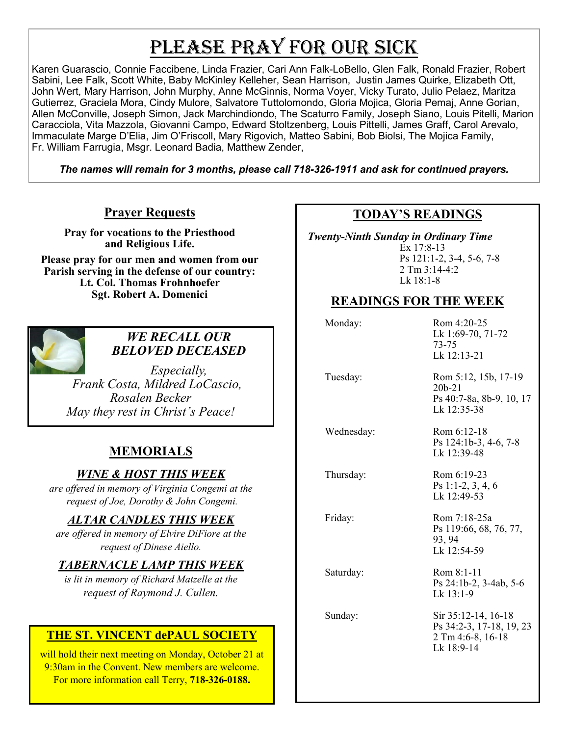# PLEASE PRAY FOR OUR SICK

Karen Guarascio, Connie Faccibene, Linda Frazier, Cari Ann Falk-LoBello, Glen Falk, Ronald Frazier, Robert Sabini, Lee Falk, Scott White, Baby McKinley Kelleher, Sean Harrison, Justin James Quirke, Elizabeth Ott, John Wert, Mary Harrison, John Murphy, Anne McGinnis, Norma Voyer, Vicky Turato, Julio Pelaez, Maritza Gutierrez, Graciela Mora, Cindy Mulore, Salvatore Tuttolomondo, Gloria Mojica, Gloria Pemaj, Anne Gorian, Allen McConville, Joseph Simon, Jack Marchindiondo, The Scaturro Family, Joseph Siano, Louis Pitelli, Marion Caracciola, Vita Mazzola, Giovanni Campo, Edward Stoltzenberg, Louis Pittelli, James Graff, Carol Arevalo, Immaculate Marge D'Elia, Jim O'Friscoll, Mary Rigovich, Matteo Sabini, Bob Biolsi, The Mojica Family, Fr. William Farrugia, Msgr. Leonard Badia, Matthew Zender,

***The names will remain for 3 months, please call 718-326-1911 and ask for continued prayers.***

## Prayer Requests

**Pray for vocations to the Priesthood and Religious Life.**

**Please pray for our men and women from our Parish serving in the defense of our country:**
**Lt. Col. Thomas Frohnhoefer**
**Sgt. Robert A. Domenici**

### *WE RECALL OUR BELOVED DECEASED*

*Especially,*
*Frank Costa, Mildred LoCascio, Rosalen Becker*
*May they rest in Christ's Peace!*

## MEMORIALS

### *WINE & HOST THIS WEEK*

*are offered in memory of Virginia Congemi at the request of Joe, Dorothy & John Congemi.*

### *ALTAR CANDLES THIS WEEK*

*are offered in memory of Elvire DiFiore at the request of Dinese Aiello.*

### *TABERNACLE LAMP THIS WEEK*

*is lit in memory of Richard Matzelle at the request of Raymond J. Cullen.*

### THE ST. VINCENT dePAUL SOCIETY

will hold their next meeting on Monday, October 21 at 9:30am in the Convent. New members are welcome. For more information call Terry, **718-326-0188.**

## TODAY'S READINGS

***Twenty-Ninth Sunday in Ordinary Time***
Ex 17:8-13
Ps 121:1-2, 3-4, 5-6, 7-8
2 Tm 3:14-4:2
Lk 18:1-8

## READINGS FOR THE WEEK

| | |
|---|---|
| Monday: | Rom 4:20-25<br>Lk 1:69-70, 71-72 73-75<br>Lk 12:13-21 |
| Tuesday: | Rom 5:12, 15b, 17-19 20b-21<br>Ps 40:7-8a, 8b-9, 10, 17<br>Lk 12:35-38 |
| Wednesday: | Rom 6:12-18<br>Ps 124:1b-3, 4-6, 7-8<br>Lk 12:39-48 |
| Thursday: | Rom 6:19-23<br>Ps 1:1-2, 3, 4, 6<br>Lk 12:49-53 |
| Friday: | Rom 7:18-25a<br>Ps 119:66, 68, 76, 77, 93, 94<br>Lk 12:54-59 |
| Saturday: | Rom 8:1-11<br>Ps 24:1b-2, 3-4ab, 5-6<br>Lk 13:1-9 |
| Sunday: | Sir 35:12-14, 16-18<br>Ps 34:2-3, 17-18, 19, 23<br>2 Tm 4:6-8, 16-18<br>Lk 18:9-14 |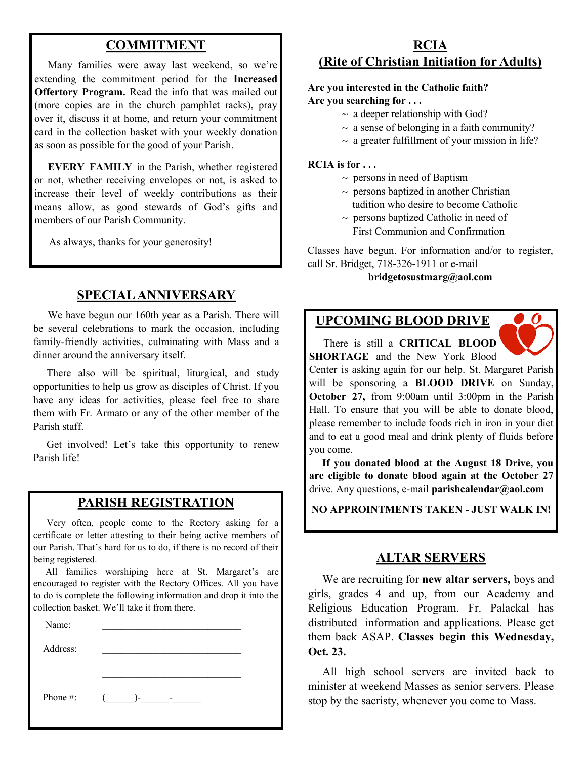## COMMITMENT

Many families were away last weekend, so we're extending the commitment period for the **Increased Offertory Program.** Read the info that was mailed out (more copies are in the church pamphlet racks), pray over it, discuss it at home, and return your commitment card in the collection basket with your weekly donation as soon as possible for the good of your Parish.

**EVERY FAMILY** in the Parish, whether registered or not, whether receiving envelopes or not, is asked to increase their level of weekly contributions as their means allow, as good stewards of God's gifts and members of our Parish Community.

As always, thanks for your generosity!

## SPECIAL ANNIVERSARY

We have begun our 160th year as a Parish. There will be several celebrations to mark the occasion, including family-friendly activities, culminating with Mass and a dinner around the anniversary itself.

There also will be spiritual, liturgical, and study opportunities to help us grow as disciples of Christ. If you have any ideas for activities, please feel free to share them with Fr. Armato or any of the other member of the Parish staff.

Get involved! Let's take this opportunity to renew Parish life!

## PARISH REGISTRATION

Very often, people come to the Rectory asking for a certificate or letter attesting to their being active members of our Parish. That's hard for us to do, if there is no record of their being registered.

All families worshiping here at St. Margaret's are encouraged to register with the Rectory Offices. All you have to do is complete the following information and drop it into the collection basket. We'll take it from there.

Name: ____________________________

Address: ____________________________

____________________________

Phone #: (______)-______-______

## RCIA (Rite of Christian Initiation for Adults)

**Are you interested in the Catholic faith?**
**Are you searching for . . .**

~ a deeper relationship with God?
~ a sense of belonging in a faith community?
~ a greater fulfillment of your mission in life?

**RCIA is for . . .**

~ persons in need of Baptism
~ persons baptized in another Christian tadition who desire to become Catholic
~ persons baptized Catholic in need of First Communion and Confirmation

Classes have begun. For information and/or to register, call Sr. Bridget, 718-326-1911 or e-mail **bridgetosustmarg@aol.com**

## UPCOMING BLOOD DRIVE

There is still a **CRITICAL BLOOD SHORTAGE** and the New York Blood Center is asking again for our help. St. Margaret Parish will be sponsoring a **BLOOD DRIVE** on Sunday, **October 27,** from 9:00am until 3:00pm in the Parish Hall. To ensure that you will be able to donate blood, please remember to include foods rich in iron in your diet and to eat a good meal and drink plenty of fluids before you come.

**If you donated blood at the August 18 Drive, you are eligible to donate blood again at the October 27** drive. Any questions, e-mail **parishcalendar@aol.com**

**NO APPROINTMENTS TAKEN - JUST WALK IN!**

## ALTAR SERVERS

We are recruiting for **new altar servers,** boys and girls, grades 4 and up, from our Academy and Religious Education Program. Fr. Palackal has distributed information and applications. Please get them back ASAP. **Classes begin this Wednesday, Oct. 23.**

All high school servers are invited back to minister at weekend Masses as senior servers. Please stop by the sacristy, whenever you come to Mass.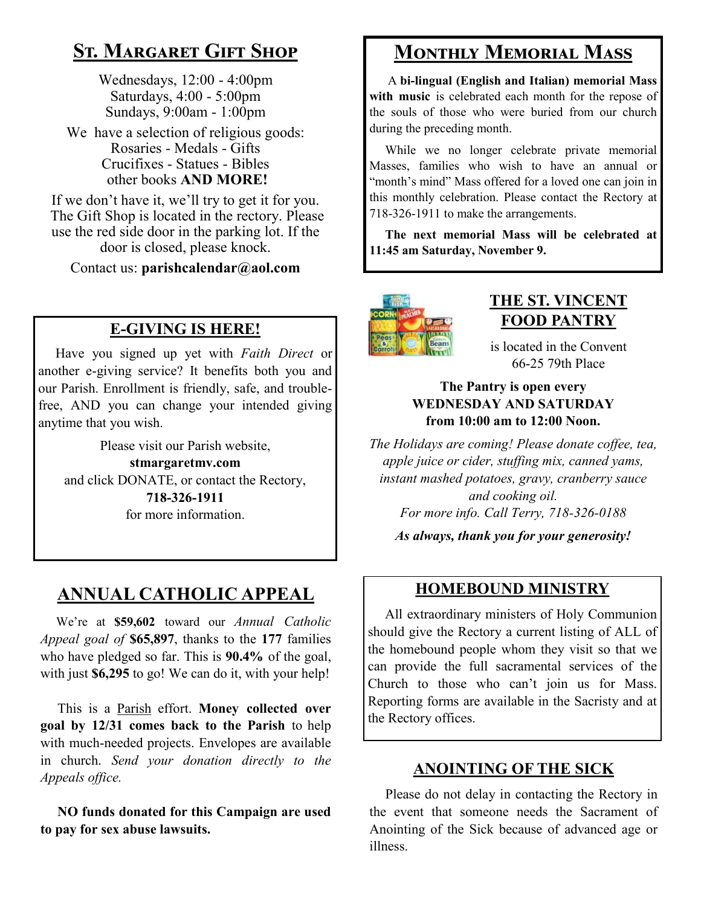## St. Margaret Gift Shop

Wednesdays, 12:00 - 4:00pm
Saturdays, 4:00 - 5:00pm
Sundays, 9:00am - 1:00pm

We have a selection of religious goods:
Rosaries - Medals - Gifts
Crucifixes - Statues - Bibles
other books **AND MORE!**

If we don't have it, we'll try to get it for you. The Gift Shop is located in the rectory. Please use the red side door in the parking lot. If the door is closed, please knock.

Contact us: **parishcalendar@aol.com**

## E-GIVING IS HERE!

Have you signed up yet with *Faith Direct* or another e-giving service? It benefits both you and our Parish. Enrollment is friendly, safe, and trouble-free, AND you can change your intended giving anytime that you wish.

Please visit our Parish website,
**stmargaretmv.com**
and click DONATE, or contact the Rectory,
**718-326-1911**
for more information.

## ANNUAL CATHOLIC APPEAL

We're at **$59,602** toward our *Annual Catholic Appeal goal of* **$65,897**, thanks to the **177** families who have pledged so far. This is **90.4%** of the goal, with just **$6,295** to go! We can do it, with your help!

This is a Parish effort. **Money collected over goal by 12/31 comes back to the Parish** to help with much-needed projects. Envelopes are available in church. *Send your donation directly to the Appeals office.*

**NO funds donated for this Campaign are used to pay for sex abuse lawsuits.**

## Monthly Memorial Mass

A **bi-lingual (English and Italian) memorial Mass with music** is celebrated each month for the repose of the souls of those who were buried from our church during the preceding month.

While we no longer celebrate private memorial Masses, families who wish to have an annual or "month's mind" Mass offered for a loved one can join in this monthly celebration. Please contact the Rectory at 718-326-1911 to make the arrangements.

**The next memorial Mass will be celebrated at 11:45 am Saturday, November 9.**

## THE ST. VINCENT FOOD PANTRY

is located in the Convent
66-25 79th Place

**The Pantry is open every WEDNESDAY AND SATURDAY from 10:00 am to 12:00 Noon.**

*The Holidays are coming! Please donate coffee, tea, apple juice or cider, stuffing mix, canned yams, instant mashed potatoes, gravy, cranberry sauce and cooking oil.*
*For more info. Call Terry, 718-326-0188*

***As always, thank you for your generosity!***

## HOMEBOUND MINISTRY

All extraordinary ministers of Holy Communion should give the Rectory a current listing of ALL of the homebound people whom they visit so that we can provide the full sacramental services of the Church to those who can't join us for Mass. Reporting forms are available in the Sacristy and at the Rectory offices.

## ANOINTING OF THE SICK

Please do not delay in contacting the Rectory in the event that someone needs the Sacrament of Anointing of the Sick because of advanced age or illness.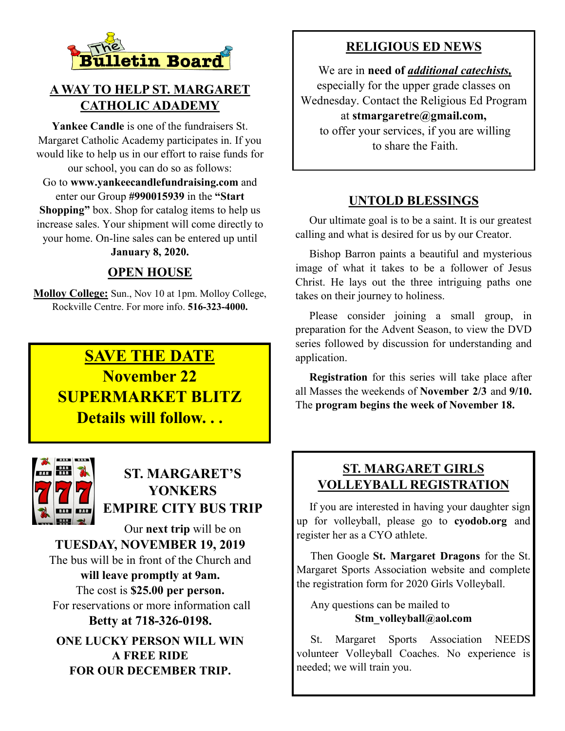# The Bulletin Board

## A WAY TO HELP ST. MARGARET CATHOLIC ADADEMY

**Yankee Candle** is one of the fundraisers St. Margaret Catholic Academy participates in. If you would like to help us in our effort to raise funds for our school, you can do so as follows: Go to **www.yankeecandlefundraising.com** and enter our Group **#990015939** in the **"Start Shopping"** box. Shop for catalog items to help us increase sales. Your shipment will come directly to your home. On-line sales can be entered up until **January 8, 2020.**

## OPEN HOUSE

**Molloy College:** Sun., Nov 10 at 1pm. Molloy College, Rockville Centre. For more info. **516-323-4000.**

## SAVE THE DATE

**November 22**
**SUPERMARKET BLITZ**
**Details will follow. . .**

## ST. MARGARET'S YONKERS EMPIRE CITY BUS TRIP

Our **next trip** will be on
**TUESDAY, NOVEMBER 19, 2019**
The bus will be in front of the Church and **will leave promptly at 9am.**
The cost is **$25.00 per person.**
For reservations or more information call
**Betty at 718-326-0198.**

**ONE LUCKY PERSON WILL WIN A FREE RIDE FOR OUR DECEMBER TRIP.**

## RELIGIOUS ED NEWS

We are in **need of *additional catechists,*** especially for the upper grade classes on Wednesday. Contact the Religious Ed Program at **stmargaretre@gmail.com,** to offer your services, if you are willing to share the Faith.

## UNTOLD BLESSINGS

Our ultimate goal is to be a saint. It is our greatest calling and what is desired for us by our Creator.

Bishop Barron paints a beautiful and mysterious image of what it takes to be a follower of Jesus Christ. He lays out the three intriguing paths one takes on their journey to holiness.

Please consider joining a small group, in preparation for the Advent Season, to view the DVD series followed by discussion for understanding and application.

**Registration** for this series will take place after all Masses the weekends of **November 2/3** and **9/10.** The **program begins the week of November 18.**

## ST. MARGARET GIRLS VOLLEYBALL REGISTRATION

If you are interested in having your daughter sign up for volleyball, please go to **cyodob.org** and register her as a CYO athlete.

Then Google **St. Margaret Dragons** for the St. Margaret Sports Association website and complete the registration form for 2020 Girls Volleyball.

Any questions can be mailed to
**Stm_volleyball@aol.com**

St. Margaret Sports Association NEEDS volunteer Volleyball Coaches. No experience is needed; we will train you.